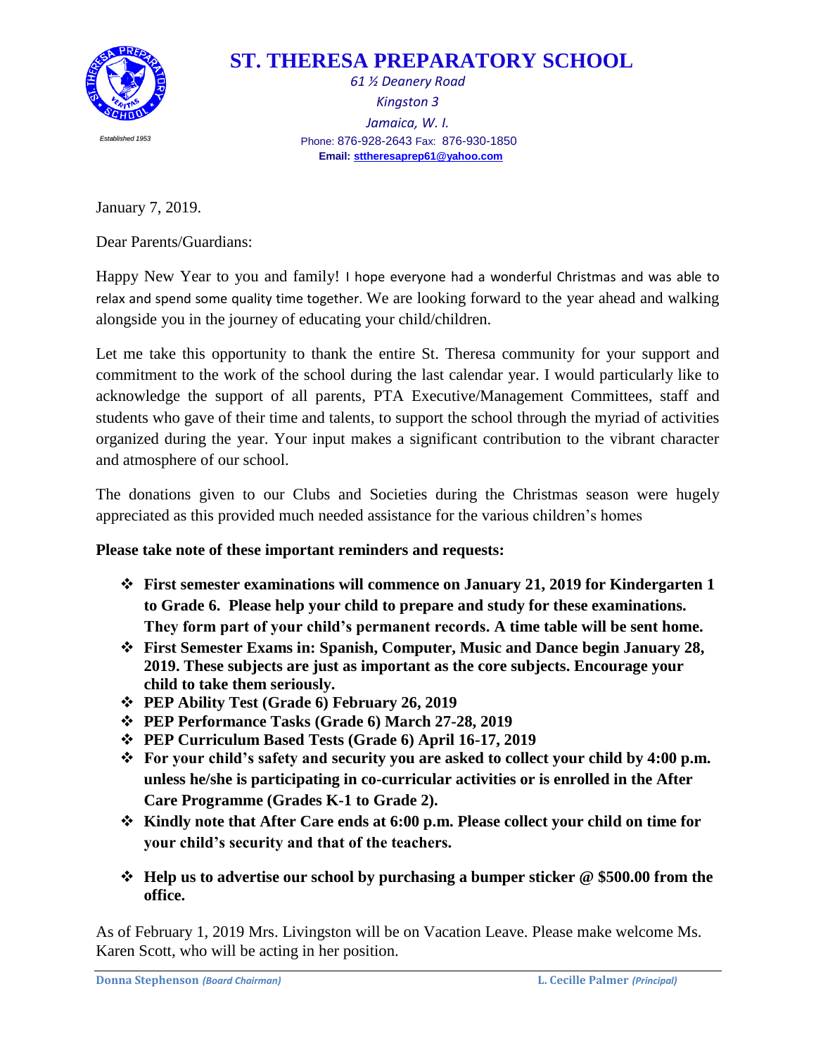# ST. THERESA PREPARATORY SCHOOL

*61 ½ Deanery Road*
*Kingston 3*
*Jamaica, W. I.*
Phone: 876-928-2643 Fax: 876-930-1850
**Email: sttheresaprep61@yahoo.com**

*Established 1953*

January 7, 2019.

Dear Parents/Guardians:

Happy New Year to you and family! I hope everyone had a wonderful Christmas and was able to relax and spend some quality time together. We are looking forward to the year ahead and walking alongside you in the journey of educating your child/children.

Let me take this opportunity to thank the entire St. Theresa community for your support and commitment to the work of the school during the last calendar year. I would particularly like to acknowledge the support of all parents, PTA Executive/Management Committees, staff and students who gave of their time and talents, to support the school through the myriad of activities organized during the year. Your input makes a significant contribution to the vibrant character and atmosphere of our school.

The donations given to our Clubs and Societies during the Christmas season were hugely appreciated as this provided much needed assistance for the various children's homes

**Please take note of these important reminders and requests:**

- **First semester examinations will commence on January 21, 2019 for Kindergarten 1 to Grade 6. Please help your child to prepare and study for these examinations. They form part of your child's permanent records. A time table will be sent home.**
- **First Semester Exams in: Spanish, Computer, Music and Dance begin January 28, 2019. These subjects are just as important as the core subjects. Encourage your child to take them seriously.**
- **PEP Ability Test (Grade 6) February 26, 2019**
- **PEP Performance Tasks (Grade 6) March 27-28, 2019**
- **PEP Curriculum Based Tests (Grade 6) April 16-17, 2019**
- **For your child's safety and security you are asked to collect your child by 4:00 p.m. unless he/she is participating in co-curricular activities or is enrolled in the After Care Programme (Grades K-1 to Grade 2).**
- **Kindly note that After Care ends at 6:00 p.m. Please collect your child on time for your child's security and that of the teachers.**
- **Help us to advertise our school by purchasing a bumper sticker @ $500.00 from the office.**

As of February 1, 2019 Mrs. Livingston will be on Vacation Leave. Please make welcome Ms. Karen Scott, who will be acting in her position.

**Donna Stephenson** *(Board Chairman)* **L. Cecille Palmer** *(Principal)*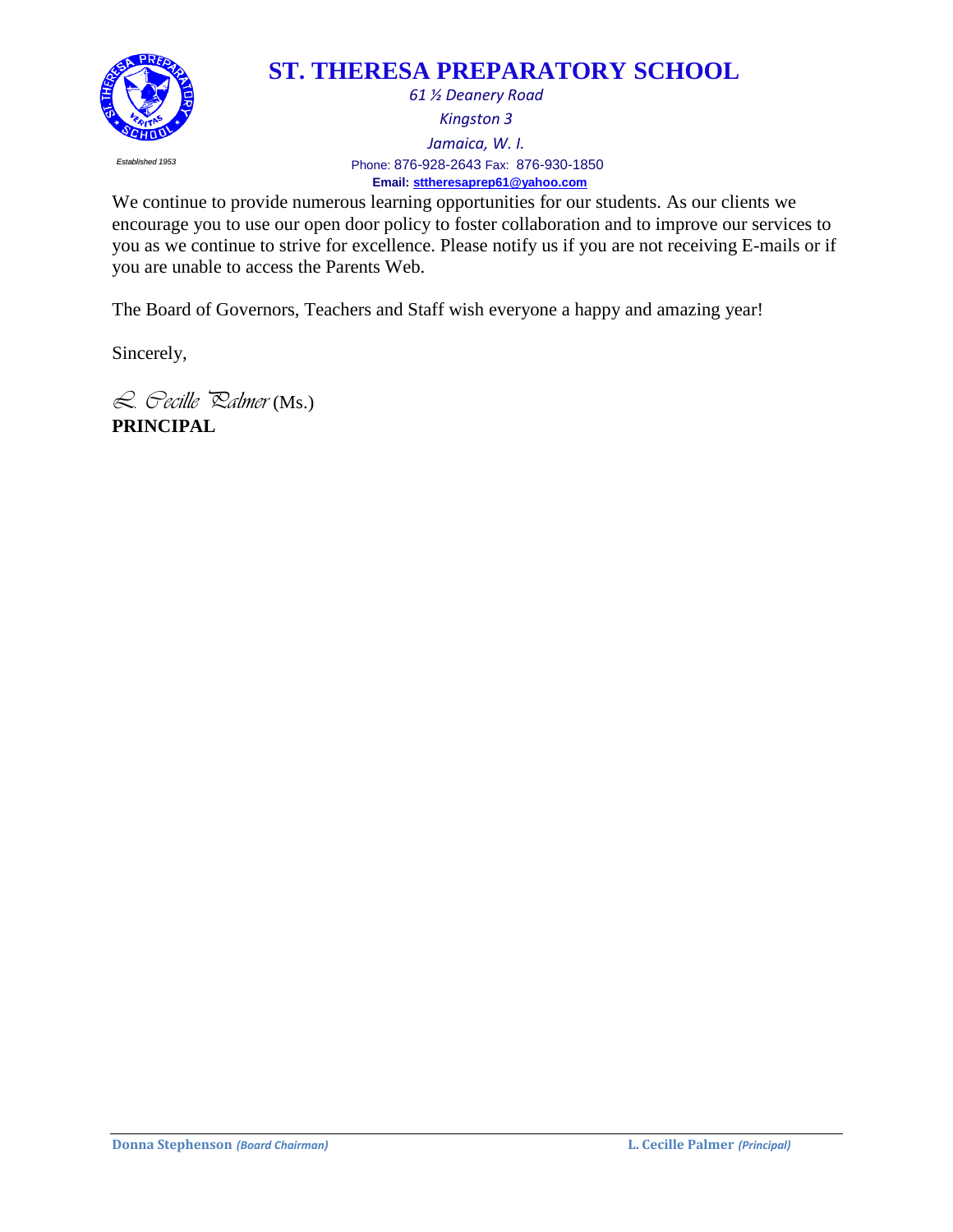# ST. THERESA PREPARATORY SCHOOL

*61 ½ Deanery Road*

*Kingston 3*

*Jamaica, W. I.*

*Established 1953*

Phone: 876-928-2643 Fax: 876-930-1850

**Email: sttheresaprep61@yahoo.com**

We continue to provide numerous learning opportunities for our students. As our clients we encourage you to use our open door policy to foster collaboration and to improve our services to you as we continue to strive for excellence. Please notify us if you are not receiving E-mails or if you are unable to access the Parents Web.

The Board of Governors, Teachers and Staff wish everyone a happy and amazing year!

Sincerely,

*L. Cecille Palmer* (Ms.)
**PRINCIPAL**

**Donna Stephenson** ***(Board Chairman)*** **L. Cecille Palmer** ***(Principal)***